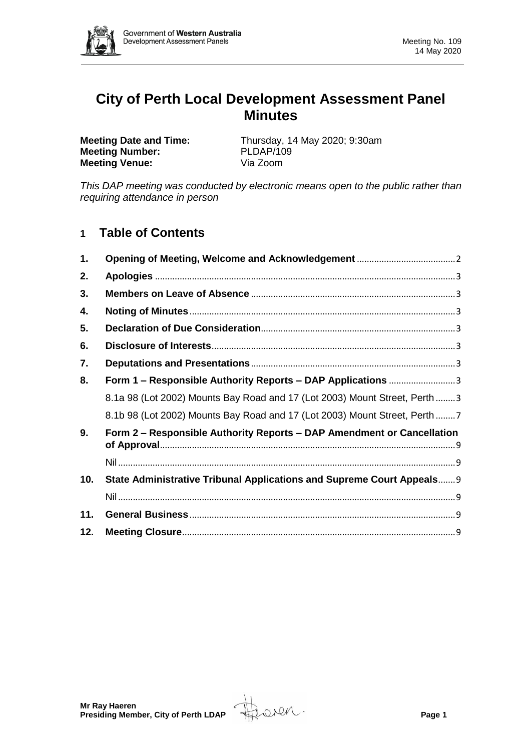# City of Perth Local Development Assessment Panel Minutes

**Meeting Date and Time:** Thursday, 14 May 2020; 9:30am
**Meeting Number:** PLDAP/109
**Meeting Venue:** Via Zoom

*This DAP meeting was conducted by electronic means open to the public rather than requiring attendance in person*

## 1 Table of Contents

| | | |
|---|---|---|
| **1.** | **Opening of Meeting, Welcome and Acknowledgement** | 2 |
| **2.** | **Apologies** | 3 |
| **3.** | **Members on Leave of Absence** | 3 |
| **4.** | **Noting of Minutes** | 3 |
| **5.** | **Declaration of Due Consideration** | 3 |
| **6.** | **Disclosure of Interests** | 3 |
| **7.** | **Deputations and Presentations** | 3 |
| **8.** | **Form 1 – Responsible Authority Reports – DAP Applications** | 3 |
| | 8.1a 98 (Lot 2002) Mounts Bay Road and 17 (Lot 2003) Mount Street, Perth | 3 |
| | 8.1b 98 (Lot 2002) Mounts Bay Road and 17 (Lot 2003) Mount Street, Perth | 7 |
| **9.** | **Form 2 – Responsible Authority Reports – DAP Amendment or Cancellation of Approval** | 9 |
| | Nil | 9 |
| **10.** | **State Administrative Tribunal Applications and Supreme Court Appeals** | 9 |
| | Nil | 9 |
| **11.** | **General Business** | 9 |
| **12.** | **Meeting Closure** | 9 |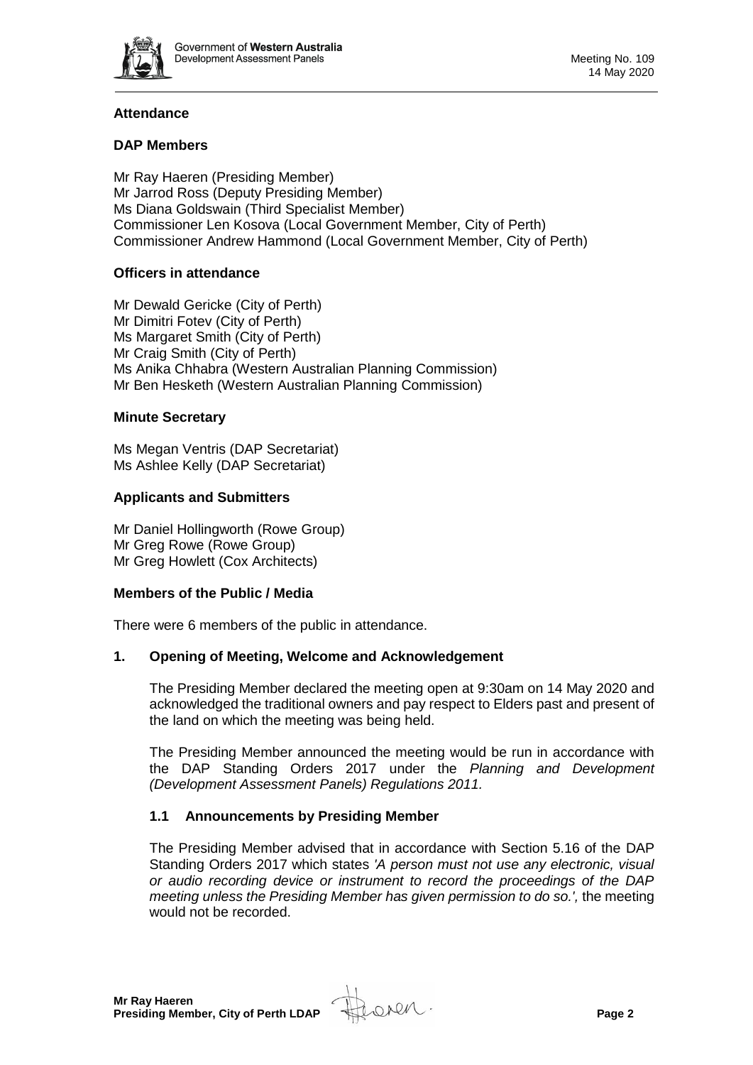## Attendance

### DAP Members

Mr Ray Haeren (Presiding Member)
Mr Jarrod Ross (Deputy Presiding Member)
Ms Diana Goldswain (Third Specialist Member)
Commissioner Len Kosova (Local Government Member, City of Perth)
Commissioner Andrew Hammond (Local Government Member, City of Perth)

### Officers in attendance

Mr Dewald Gericke (City of Perth)
Mr Dimitri Fotev (City of Perth)
Ms Margaret Smith (City of Perth)
Mr Craig Smith (City of Perth)
Ms Anika Chhabra (Western Australian Planning Commission)
Mr Ben Hesketh (Western Australian Planning Commission)

### Minute Secretary

Ms Megan Ventris (DAP Secretariat)
Ms Ashlee Kelly (DAP Secretariat)

### Applicants and Submitters

Mr Daniel Hollingworth (Rowe Group)
Mr Greg Rowe (Rowe Group)
Mr Greg Howlett (Cox Architects)

### Members of the Public / Media

There were 6 members of the public in attendance.

## 1. Opening of Meeting, Welcome and Acknowledgement

The Presiding Member declared the meeting open at 9:30am on 14 May 2020 and acknowledged the traditional owners and pay respect to Elders past and present of the land on which the meeting was being held.

The Presiding Member announced the meeting would be run in accordance with the DAP Standing Orders 2017 under the *Planning and Development (Development Assessment Panels) Regulations 2011.*

### 1.1 Announcements by Presiding Member

The Presiding Member advised that in accordance with Section 5.16 of the DAP Standing Orders 2017 which states *'A person must not use any electronic, visual or audio recording device or instrument to record the proceedings of the DAP meeting unless the Presiding Member has given permission to do so.',* the meeting would not be recorded.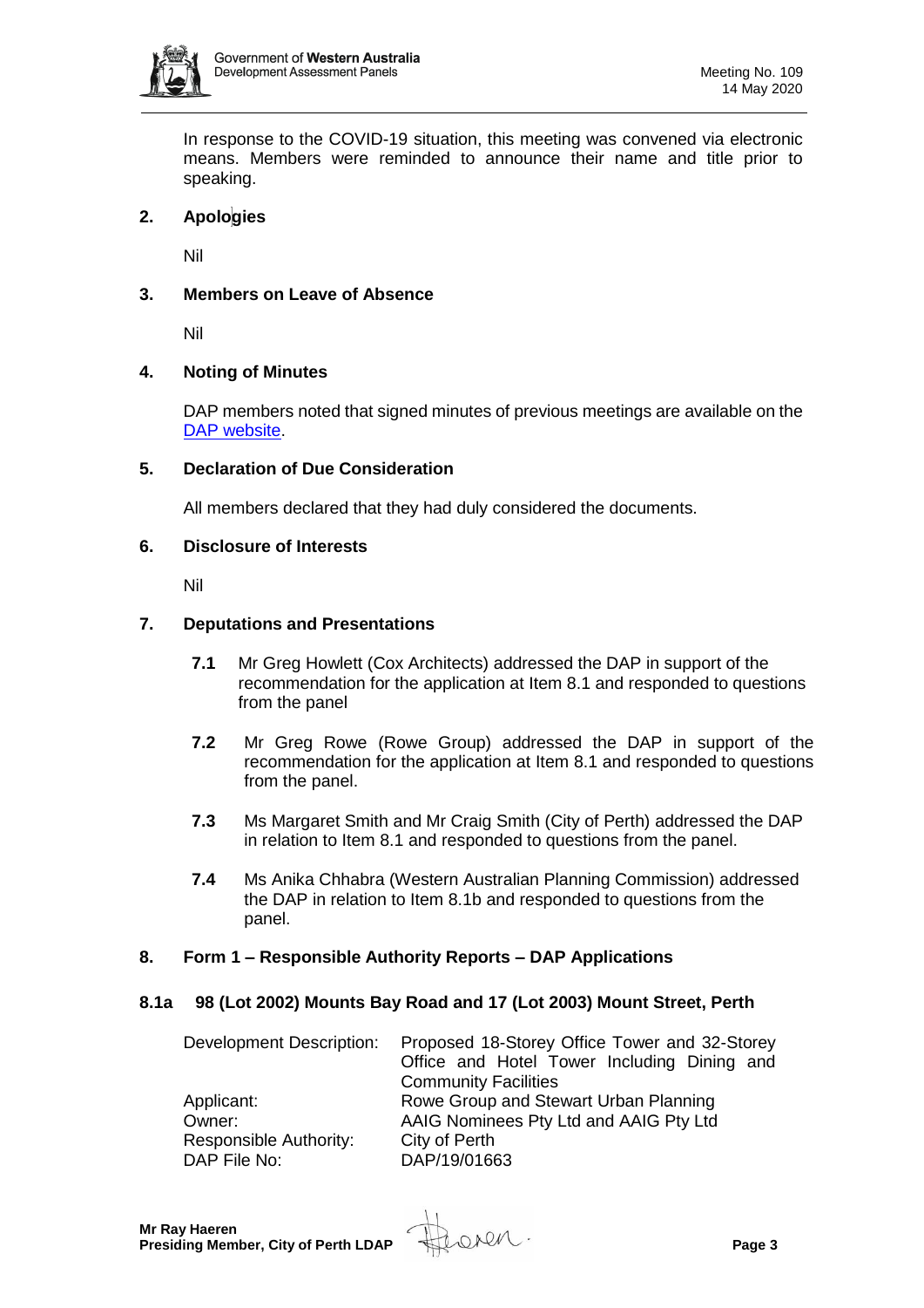In response to the COVID-19 situation, this meeting was convened via electronic means. Members were reminded to announce their name and title prior to speaking.

## 2. Apologies

Nil

## 3. Members on Leave of Absence

Nil

## 4. Noting of Minutes

DAP members noted that signed minutes of previous meetings are available on the DAP website.

## 5. Declaration of Due Consideration

All members declared that they had duly considered the documents.

## 6. Disclosure of Interests

Nil

## 7. Deputations and Presentations

**7.1** Mr Greg Howlett (Cox Architects) addressed the DAP in support of the recommendation for the application at Item 8.1 and responded to questions from the panel

**7.2** Mr Greg Rowe (Rowe Group) addressed the DAP in support of the recommendation for the application at Item 8.1 and responded to questions from the panel.

**7.3** Ms Margaret Smith and Mr Craig Smith (City of Perth) addressed the DAP in relation to Item 8.1 and responded to questions from the panel.

**7.4** Ms Anika Chhabra (Western Australian Planning Commission) addressed the DAP in relation to Item 8.1b and responded to questions from the panel.

## 8. Form 1 – Responsible Authority Reports – DAP Applications

### 8.1a 98 (Lot 2002) Mounts Bay Road and 17 (Lot 2003) Mount Street, Perth

| | |
|---|---|
| Development Description: | Proposed 18-Storey Office Tower and 32-Storey Office and Hotel Tower Including Dining and Community Facilities |
| Applicant: | Rowe Group and Stewart Urban Planning |
| Owner: | AAIG Nominees Pty Ltd and AAIG Pty Ltd |
| Responsible Authority: | City of Perth |
| DAP File No: | DAP/19/01663 |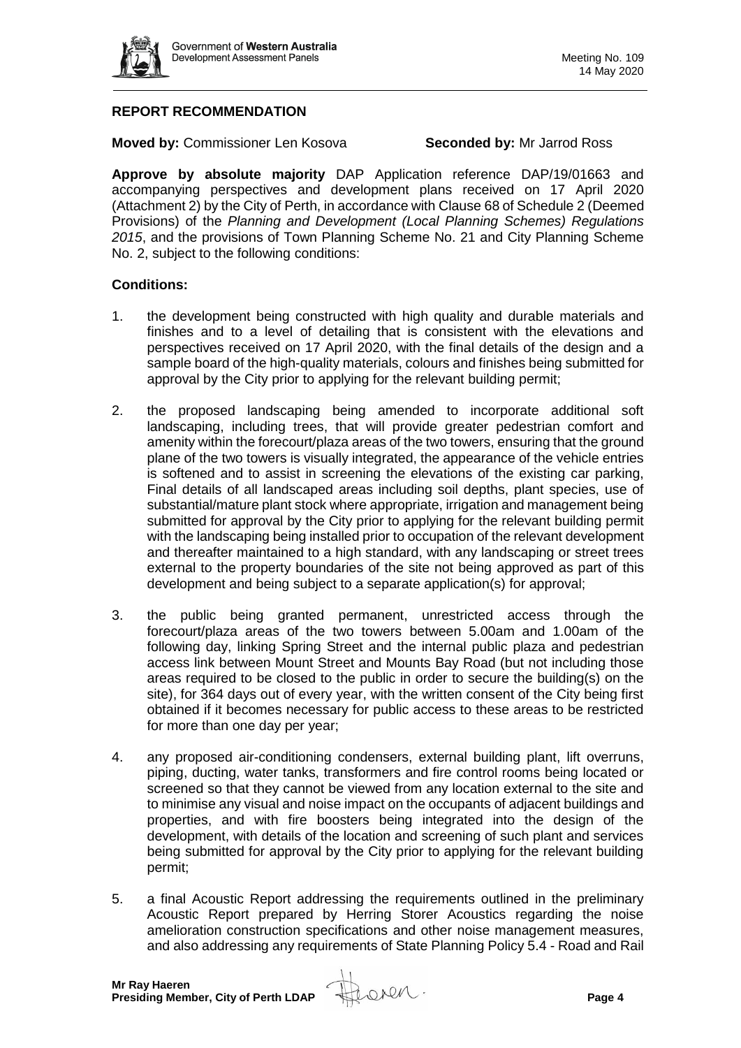## REPORT RECOMMENDATION

**Moved by:** Commissioner Len Kosova **Seconded by:** Mr Jarrod Ross

**Approve by absolute majority** DAP Application reference DAP/19/01663 and accompanying perspectives and development plans received on 17 April 2020 (Attachment 2) by the City of Perth, in accordance with Clause 68 of Schedule 2 (Deemed Provisions) of the *Planning and Development (Local Planning Schemes) Regulations 2015*, and the provisions of Town Planning Scheme No. 21 and City Planning Scheme No. 2, subject to the following conditions:

### Conditions:

1. the development being constructed with high quality and durable materials and finishes and to a level of detailing that is consistent with the elevations and perspectives received on 17 April 2020, with the final details of the design and a sample board of the high-quality materials, colours and finishes being submitted for approval by the City prior to applying for the relevant building permit;

2. the proposed landscaping being amended to incorporate additional soft landscaping, including trees, that will provide greater pedestrian comfort and amenity within the forecourt/plaza areas of the two towers, ensuring that the ground plane of the two towers is visually integrated, the appearance of the vehicle entries is softened and to assist in screening the elevations of the existing car parking, Final details of all landscaped areas including soil depths, plant species, use of substantial/mature plant stock where appropriate, irrigation and management being submitted for approval by the City prior to applying for the relevant building permit with the landscaping being installed prior to occupation of the relevant development and thereafter maintained to a high standard, with any landscaping or street trees external to the property boundaries of the site not being approved as part of this development and being subject to a separate application(s) for approval;

3. the public being granted permanent, unrestricted access through the forecourt/plaza areas of the two towers between 5.00am and 1.00am of the following day, linking Spring Street and the internal public plaza and pedestrian access link between Mount Street and Mounts Bay Road (but not including those areas required to be closed to the public in order to secure the building(s) on the site), for 364 days out of every year, with the written consent of the City being first obtained if it becomes necessary for public access to these areas to be restricted for more than one day per year;

4. any proposed air-conditioning condensers, external building plant, lift overruns, piping, ducting, water tanks, transformers and fire control rooms being located or screened so that they cannot be viewed from any location external to the site and to minimise any visual and noise impact on the occupants of adjacent buildings and properties, and with fire boosters being integrated into the design of the development, with details of the location and screening of such plant and services being submitted for approval by the City prior to applying for the relevant building permit;

5. a final Acoustic Report addressing the requirements outlined in the preliminary Acoustic Report prepared by Herring Storer Acoustics regarding the noise amelioration construction specifications and other noise management measures, and also addressing any requirements of State Planning Policy 5.4 - Road and Rail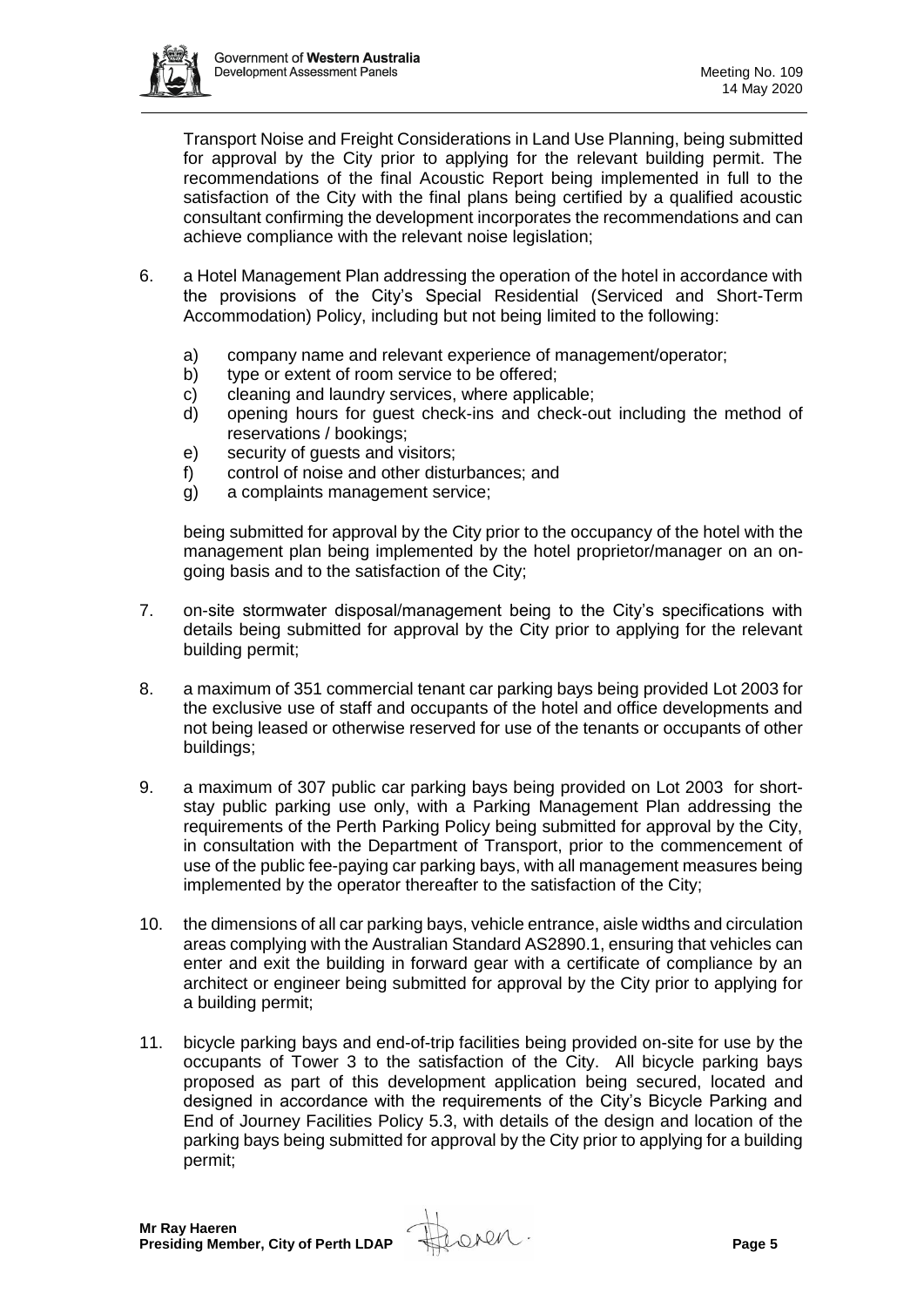Transport Noise and Freight Considerations in Land Use Planning, being submitted for approval by the City prior to applying for the relevant building permit. The recommendations of the final Acoustic Report being implemented in full to the satisfaction of the City with the final plans being certified by a qualified acoustic consultant confirming the development incorporates the recommendations and can achieve compliance with the relevant noise legislation;

6. a Hotel Management Plan addressing the operation of the hotel in accordance with the provisions of the City's Special Residential (Serviced and Short-Term Accommodation) Policy, including but not being limited to the following:

   a) company name and relevant experience of management/operator;
   b) type or extent of room service to be offered;
   c) cleaning and laundry services, where applicable;
   d) opening hours for guest check-ins and check-out including the method of reservations / bookings;
   e) security of guests and visitors;
   f) control of noise and other disturbances; and
   g) a complaints management service;

   being submitted for approval by the City prior to the occupancy of the hotel with the management plan being implemented by the hotel proprietor/manager on an on-going basis and to the satisfaction of the City;

7. on-site stormwater disposal/management being to the City's specifications with details being submitted for approval by the City prior to applying for the relevant building permit;

8. a maximum of 351 commercial tenant car parking bays being provided Lot 2003 for the exclusive use of staff and occupants of the hotel and office developments and not being leased or otherwise reserved for use of the tenants or occupants of other buildings;

9. a maximum of 307 public car parking bays being provided on Lot 2003 for short-stay public parking use only, with a Parking Management Plan addressing the requirements of the Perth Parking Policy being submitted for approval by the City, in consultation with the Department of Transport, prior to the commencement of use of the public fee-paying car parking bays, with all management measures being implemented by the operator thereafter to the satisfaction of the City;

10. the dimensions of all car parking bays, vehicle entrance, aisle widths and circulation areas complying with the Australian Standard AS2890.1, ensuring that vehicles can enter and exit the building in forward gear with a certificate of compliance by an architect or engineer being submitted for approval by the City prior to applying for a building permit;

11. bicycle parking bays and end-of-trip facilities being provided on-site for use by the occupants of Tower 3 to the satisfaction of the City. All bicycle parking bays proposed as part of this development application being secured, located and designed in accordance with the requirements of the City's Bicycle Parking and End of Journey Facilities Policy 5.3, with details of the design and location of the parking bays being submitted for approval by the City prior to applying for a building permit;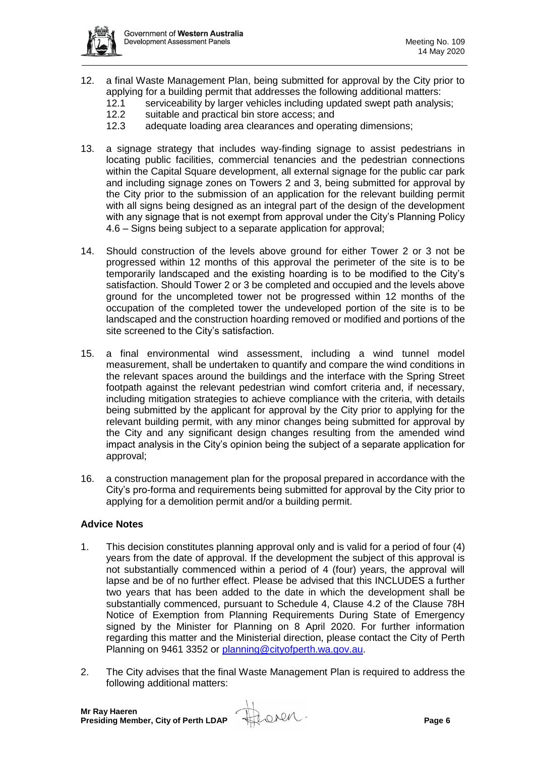12. a final Waste Management Plan, being submitted for approval by the City prior to applying for a building permit that addresses the following additional matters:
    12.1 serviceability by larger vehicles including updated swept path analysis;
    12.2 suitable and practical bin store access; and
    12.3 adequate loading area clearances and operating dimensions;

13. a signage strategy that includes way-finding signage to assist pedestrians in locating public facilities, commercial tenancies and the pedestrian connections within the Capital Square development, all external signage for the public car park and including signage zones on Towers 2 and 3, being submitted for approval by the City prior to the submission of an application for the relevant building permit with all signs being designed as an integral part of the design of the development with any signage that is not exempt from approval under the City's Planning Policy 4.6 – Signs being subject to a separate application for approval;

14. Should construction of the levels above ground for either Tower 2 or 3 not be progressed within 12 months of this approval the perimeter of the site is to be temporarily landscaped and the existing hoarding is to be modified to the City's satisfaction. Should Tower 2 or 3 be completed and occupied and the levels above ground for the uncompleted tower not be progressed within 12 months of the occupation of the completed tower the undeveloped portion of the site is to be landscaped and the construction hoarding removed or modified and portions of the site screened to the City's satisfaction.

15. a final environmental wind assessment, including a wind tunnel model measurement, shall be undertaken to quantify and compare the wind conditions in the relevant spaces around the buildings and the interface with the Spring Street footpath against the relevant pedestrian wind comfort criteria and, if necessary, including mitigation strategies to achieve compliance with the criteria, with details being submitted by the applicant for approval by the City prior to applying for the relevant building permit, with any minor changes being submitted for approval by the City and any significant design changes resulting from the amended wind impact analysis in the City's opinion being the subject of a separate application for approval;

16. a construction management plan for the proposal prepared in accordance with the City's pro-forma and requirements being submitted for approval by the City prior to applying for a demolition permit and/or a building permit.

**Advice Notes**

1. This decision constitutes planning approval only and is valid for a period of four (4) years from the date of approval. If the development the subject of this approval is not substantially commenced within a period of 4 (four) years, the approval will lapse and be of no further effect. Please be advised that this INCLUDES a further two years that has been added to the date in which the development shall be substantially commenced, pursuant to Schedule 4, Clause 4.2 of the Clause 78H Notice of Exemption from Planning Requirements During State of Emergency signed by the Minister for Planning on 8 April 2020. For further information regarding this matter and the Ministerial direction, please contact the City of Perth Planning on 9461 3352 or planning@cityofperth.wa.gov.au.

2. The City advises that the final Waste Management Plan is required to address the following additional matters: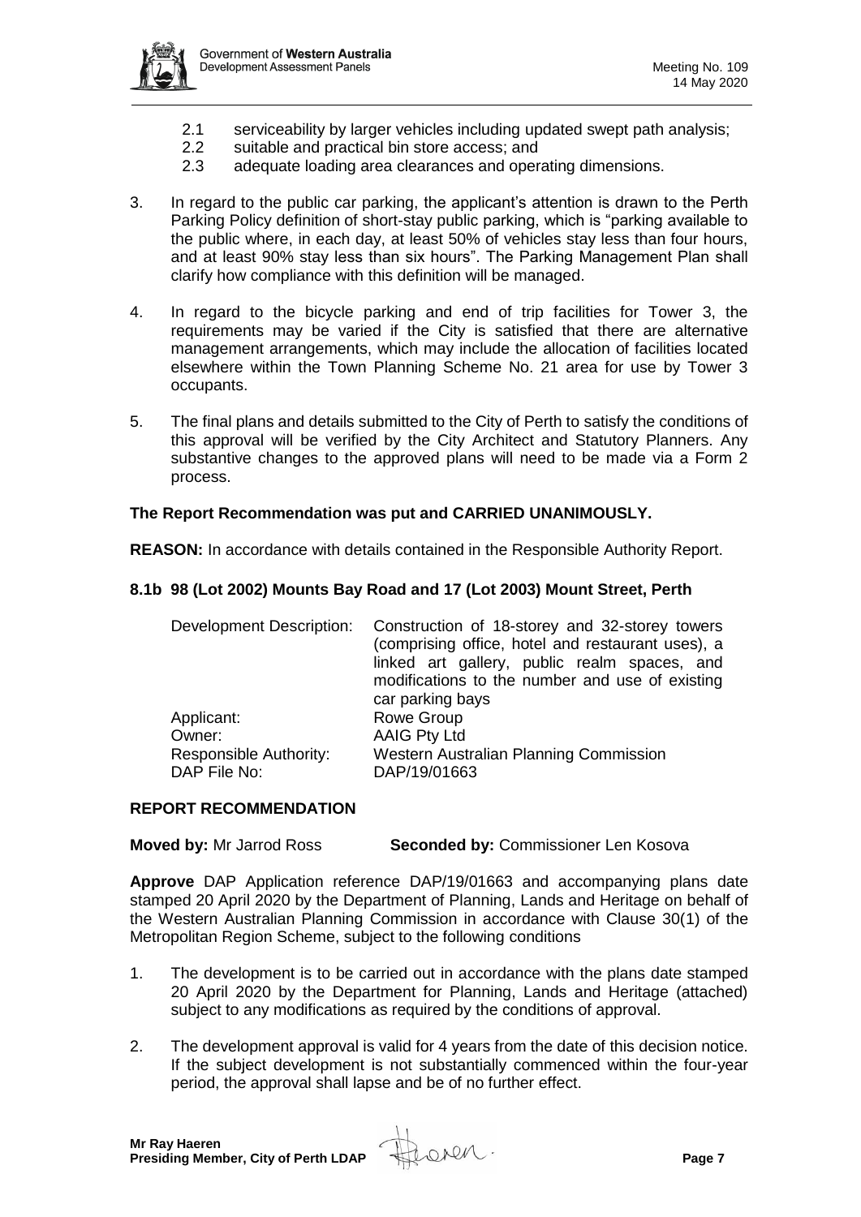2.1 serviceability by larger vehicles including updated swept path analysis;
2.2 suitable and practical bin store access; and
2.3 adequate loading area clearances and operating dimensions.

3. In regard to the public car parking, the applicant's attention is drawn to the Perth Parking Policy definition of short-stay public parking, which is "parking available to the public where, in each day, at least 50% of vehicles stay less than four hours, and at least 90% stay less than six hours". The Parking Management Plan shall clarify how compliance with this definition will be managed.

4. In regard to the bicycle parking and end of trip facilities for Tower 3, the requirements may be varied if the City is satisfied that there are alternative management arrangements, which may include the allocation of facilities located elsewhere within the Town Planning Scheme No. 21 area for use by Tower 3 occupants.

5. The final plans and details submitted to the City of Perth to satisfy the conditions of this approval will be verified by the City Architect and Statutory Planners. Any substantive changes to the approved plans will need to be made via a Form 2 process.

**The Report Recommendation was put and CARRIED UNANIMOUSLY.**

**REASON:** In accordance with details contained in the Responsible Authority Report.

**8.1b 98 (Lot 2002) Mounts Bay Road and 17 (Lot 2003) Mount Street, Perth**

| | |
|---|---|
| Development Description: | Construction of 18-storey and 32-storey towers (comprising office, hotel and restaurant uses), a linked art gallery, public realm spaces, and modifications to the number and use of existing car parking bays |
| Applicant: | Rowe Group |
| Owner: | AAIG Pty Ltd |
| Responsible Authority: | Western Australian Planning Commission |
| DAP File No: | DAP/19/01663 |

**REPORT RECOMMENDATION**

**Moved by:** Mr Jarrod Ross **Seconded by:** Commissioner Len Kosova

**Approve** DAP Application reference DAP/19/01663 and accompanying plans date stamped 20 April 2020 by the Department of Planning, Lands and Heritage on behalf of the Western Australian Planning Commission in accordance with Clause 30(1) of the Metropolitan Region Scheme, subject to the following conditions

1. The development is to be carried out in accordance with the plans date stamped 20 April 2020 by the Department for Planning, Lands and Heritage (attached) subject to any modifications as required by the conditions of approval.

2. The development approval is valid for 4 years from the date of this decision notice. If the subject development is not substantially commenced within the four-year period, the approval shall lapse and be of no further effect.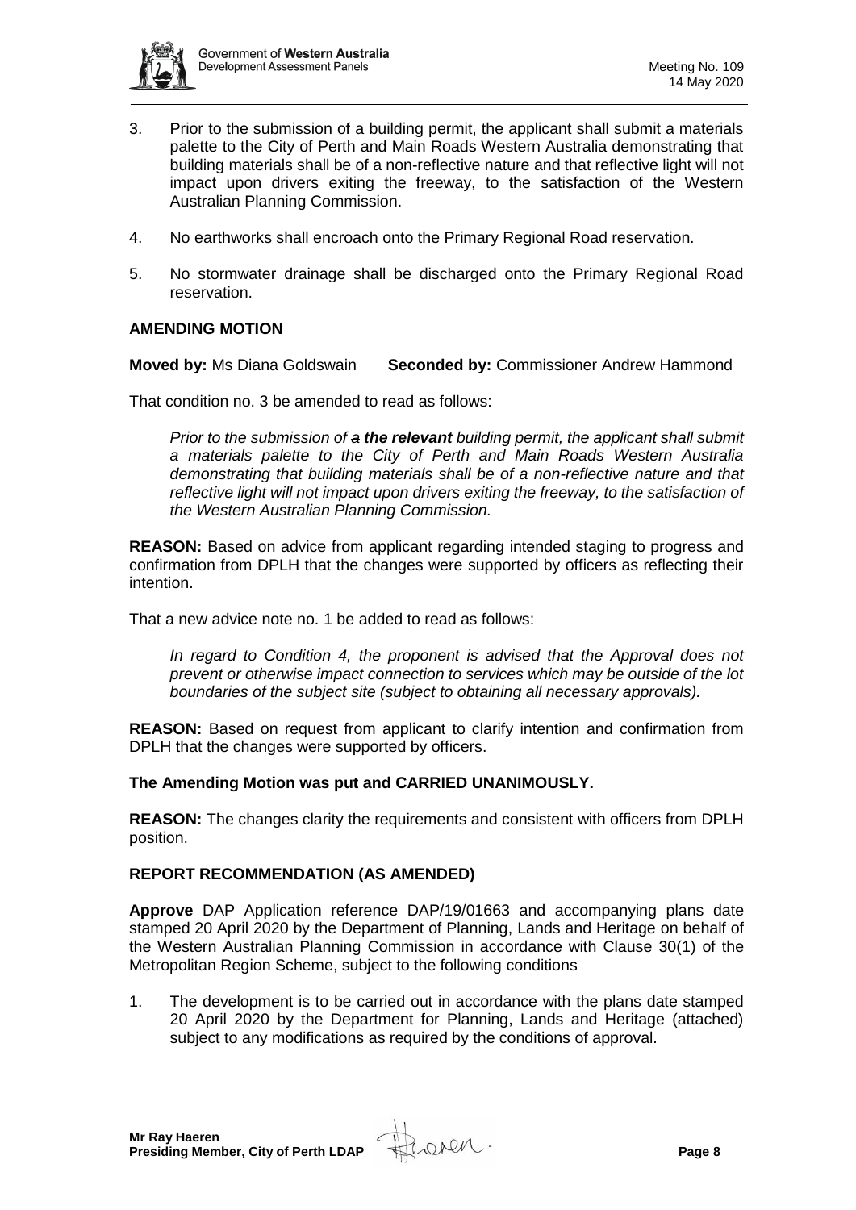3. Prior to the submission of a building permit, the applicant shall submit a materials palette to the City of Perth and Main Roads Western Australia demonstrating that building materials shall be of a non-reflective nature and that reflective light will not impact upon drivers exiting the freeway, to the satisfaction of the Western Australian Planning Commission.

4. No earthworks shall encroach onto the Primary Regional Road reservation.

5. No stormwater drainage shall be discharged onto the Primary Regional Road reservation.

**AMENDING MOTION**

**Moved by:** Ms Diana Goldswain **Seconded by:** Commissioner Andrew Hammond

That condition no. 3 be amended to read as follows:

*Prior to the submission of ~~a~~ **the relevant** building permit, the applicant shall submit a materials palette to the City of Perth and Main Roads Western Australia demonstrating that building materials shall be of a non-reflective nature and that reflective light will not impact upon drivers exiting the freeway, to the satisfaction of the Western Australian Planning Commission.*

**REASON:** Based on advice from applicant regarding intended staging to progress and confirmation from DPLH that the changes were supported by officers as reflecting their intention.

That a new advice note no. 1 be added to read as follows:

*In regard to Condition 4, the proponent is advised that the Approval does not prevent or otherwise impact connection to services which may be outside of the lot boundaries of the subject site (subject to obtaining all necessary approvals).*

**REASON:** Based on request from applicant to clarify intention and confirmation from DPLH that the changes were supported by officers.

**The Amending Motion was put and CARRIED UNANIMOUSLY.**

**REASON:** The changes clarity the requirements and consistent with officers from DPLH position.

**REPORT RECOMMENDATION (AS AMENDED)**

**Approve** DAP Application reference DAP/19/01663 and accompanying plans date stamped 20 April 2020 by the Department of Planning, Lands and Heritage on behalf of the Western Australian Planning Commission in accordance with Clause 30(1) of the Metropolitan Region Scheme, subject to the following conditions

1. The development is to be carried out in accordance with the plans date stamped 20 April 2020 by the Department for Planning, Lands and Heritage (attached) subject to any modifications as required by the conditions of approval.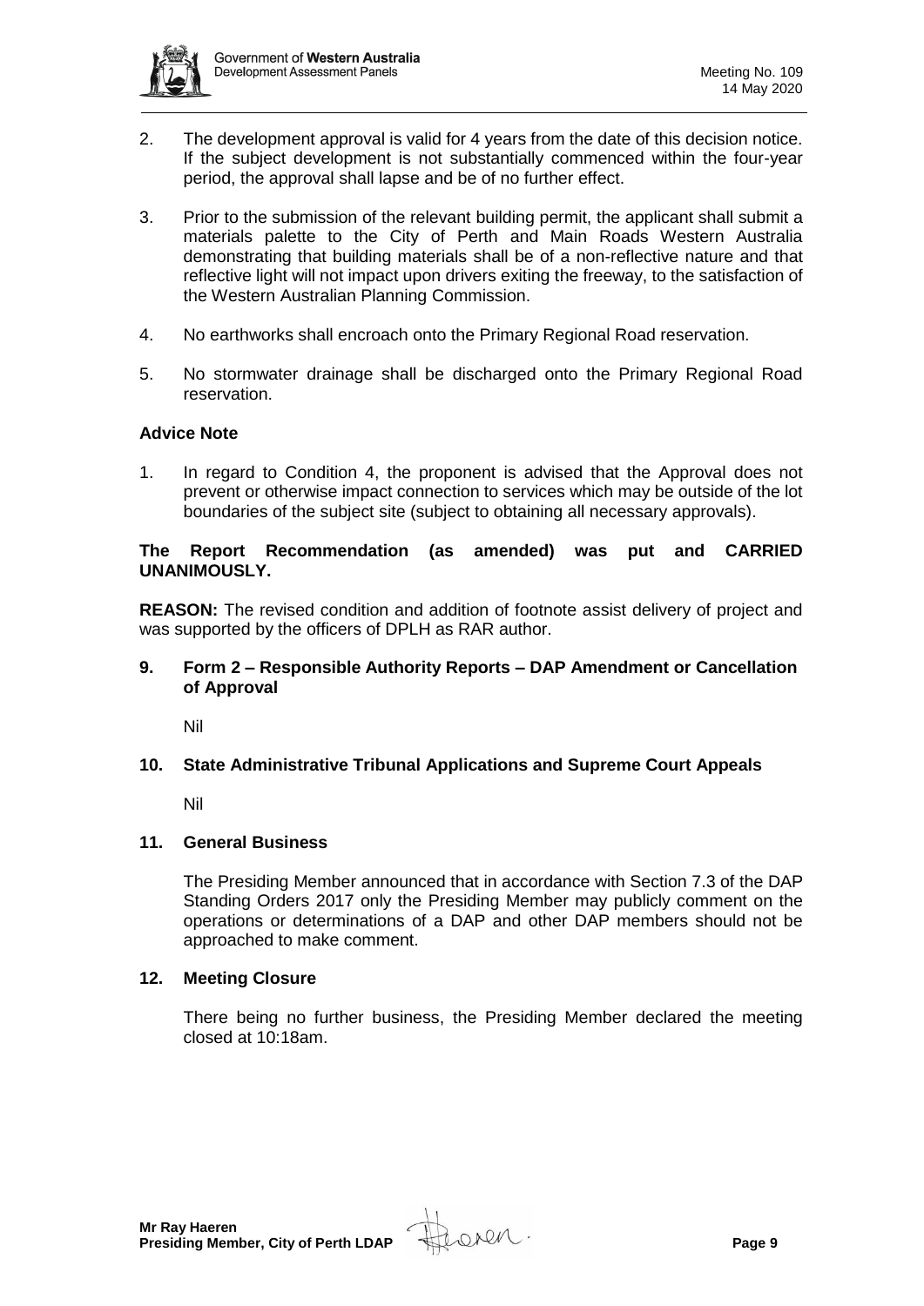2. The development approval is valid for 4 years from the date of this decision notice. If the subject development is not substantially commenced within the four-year period, the approval shall lapse and be of no further effect.

3. Prior to the submission of the relevant building permit, the applicant shall submit a materials palette to the City of Perth and Main Roads Western Australia demonstrating that building materials shall be of a non-reflective nature and that reflective light will not impact upon drivers exiting the freeway, to the satisfaction of the Western Australian Planning Commission.

4. No earthworks shall encroach onto the Primary Regional Road reservation.

5. No stormwater drainage shall be discharged onto the Primary Regional Road reservation.

**Advice Note**

1. In regard to Condition 4, the proponent is advised that the Approval does not prevent or otherwise impact connection to services which may be outside of the lot boundaries of the subject site (subject to obtaining all necessary approvals).

**The Report Recommendation (as amended) was put and CARRIED UNANIMOUSLY.**

**REASON:** The revised condition and addition of footnote assist delivery of project and was supported by the officers of DPLH as RAR author.

## 9. Form 2 – Responsible Authority Reports – DAP Amendment or Cancellation of Approval

Nil

## 10. State Administrative Tribunal Applications and Supreme Court Appeals

Nil

## 11. General Business

The Presiding Member announced that in accordance with Section 7.3 of the DAP Standing Orders 2017 only the Presiding Member may publicly comment on the operations or determinations of a DAP and other DAP members should not be approached to make comment.

## 12. Meeting Closure

There being no further business, the Presiding Member declared the meeting closed at 10:18am.